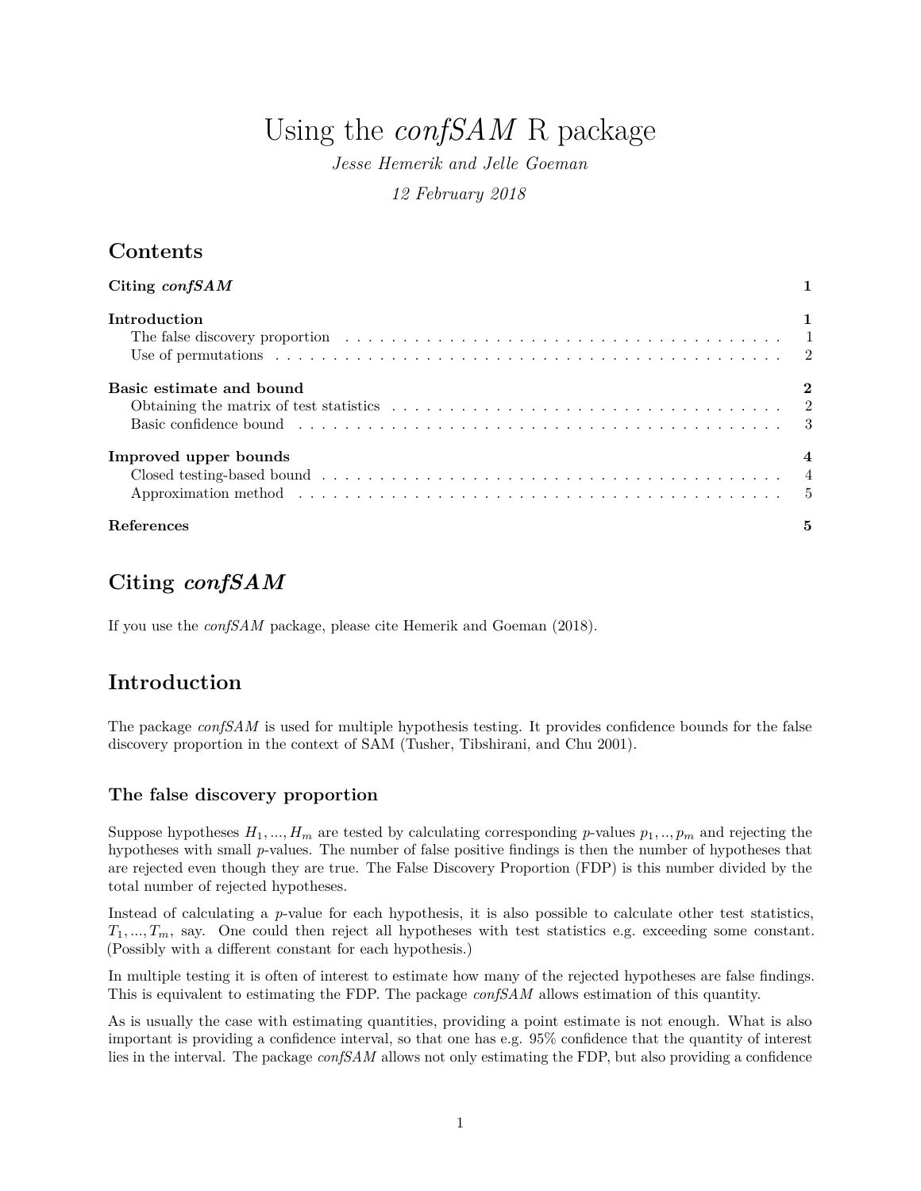# Using the *confSAM* R package

*Jesse Hemerik and Jelle Goeman*

*12 February 2018*

## Contents

| | |
|---|---|
| **Citing *confSAM*** | **1** |
| **Introduction** | **1** |
| The false discovery proportion | 1 |
| Use of permutations | 2 |
| **Basic estimate and bound** | **2** |
| Obtaining the matrix of test statistics | 2 |
| Basic confidence bound | 3 |
| **Improved upper bounds** | **4** |
| Closed testing-based bound | 4 |
| Approximation method | 5 |
| **References** | **5** |

## Citing *confSAM*

If you use the *confSAM* package, please cite Hemerik and Goeman (2018).

## Introduction

The package *confSAM* is used for multiple hypothesis testing. It provides confidence bounds for the false discovery proportion in the context of SAM (Tusher, Tibshirani, and Chu 2001).

### The false discovery proportion

Suppose hypotheses $H_1, ..., H_m$ are tested by calculating corresponding *p*-values $p_1, .., p_m$ and rejecting the hypotheses with small *p*-values. The number of false positive findings is then the number of hypotheses that are rejected even though they are true. The False Discovery Proportion (FDP) is this number divided by the total number of rejected hypotheses.

Instead of calculating a *p*-value for each hypothesis, it is also possible to calculate other test statistics, $T_1, ..., T_m$, say. One could then reject all hypotheses with test statistics e.g. exceeding some constant. (Possibly with a different constant for each hypothesis.)

In multiple testing it is often of interest to estimate how many of the rejected hypotheses are false findings. This is equivalent to estimating the FDP. The package *confSAM* allows estimation of this quantity.

As is usually the case with estimating quantities, providing a point estimate is not enough. What is also important is providing a confidence interval, so that one has e.g. 95% confidence that the quantity of interest lies in the interval. The package *confSAM* allows not only estimating the FDP, but also providing a confidence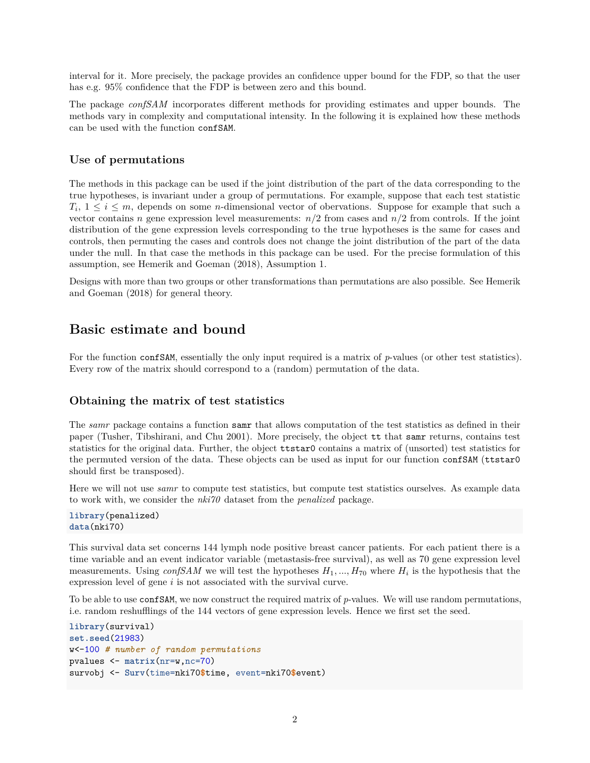interval for it. More precisely, the package provides an confidence upper bound for the FDP, so that the user has e.g. 95% confidence that the FDP is between zero and this bound.

The package *confSAM* incorporates different methods for providing estimates and upper bounds. The methods vary in complexity and computational intensity. In the following it is explained how these methods can be used with the function `confSAM`.

### Use of permutations

The methods in this package can be used if the joint distribution of the part of the data corresponding to the true hypotheses, is invariant under a group of permutations. For example, suppose that each test statistic $T_i$, $1 \leq i \leq m$, depends on some $n$-dimensional vector of obervations. Suppose for example that such a vector contains $n$ gene expression level measurements: $n/2$ from cases and $n/2$ from controls. If the joint distribution of the gene expression levels corresponding to the true hypotheses is the same for cases and controls, then permuting the cases and controls does not change the joint distribution of the part of the data under the null. In that case the methods in this package can be used. For the precise formulation of this assumption, see Hemerik and Goeman (2018), Assumption 1.

Designs with more than two groups or other transformations than permutations are also possible. See Hemerik and Goeman (2018) for general theory.

## Basic estimate and bound

For the function `confSAM`, essentially the only input required is a matrix of $p$-values (or other test statistics). Every row of the matrix should correspond to a (random) permutation of the data.

### Obtaining the matrix of test statistics

The *samr* package contains a function `samr` that allows computation of the test statistics as defined in their paper (Tusher, Tibshirani, and Chu 2001). More precisely, the object `tt` that `samr` returns, contains test statistics for the original data. Further, the object `ttstar0` contains a matrix of (unsorted) test statistics for the permuted version of the data. These objects can be used as input for our function `confSAM` (`ttstar0` should first be transposed).

Here we will not use *samr* to compute test statistics, but compute test statistics ourselves. As example data to work with, we consider the *nki70* dataset from the *penalized* package.

```
library(penalized)
data(nki70)
```

This survival data set concerns 144 lymph node positive breast cancer patients. For each patient there is a time variable and an event indicator variable (metastasis-free survival), as well as 70 gene expression level measurements. Using *confSAM* we will test the hypotheses $H_1, ..., H_{70}$ where $H_i$ is the hypothesis that the expression level of gene $i$ is not associated with the survival curve.

To be able to use `confSAM`, we now construct the required matrix of $p$-values. We will use random permutations, i.e. random reshufflings of the 144 vectors of gene expression levels. Hence we first set the seed.

```
library(survival)
set.seed(21983)
w<-100 # number of random permutations
pvalues <- matrix(nr=w,nc=70)
survobj <- Surv(time=nki70$time, event=nki70$event)
```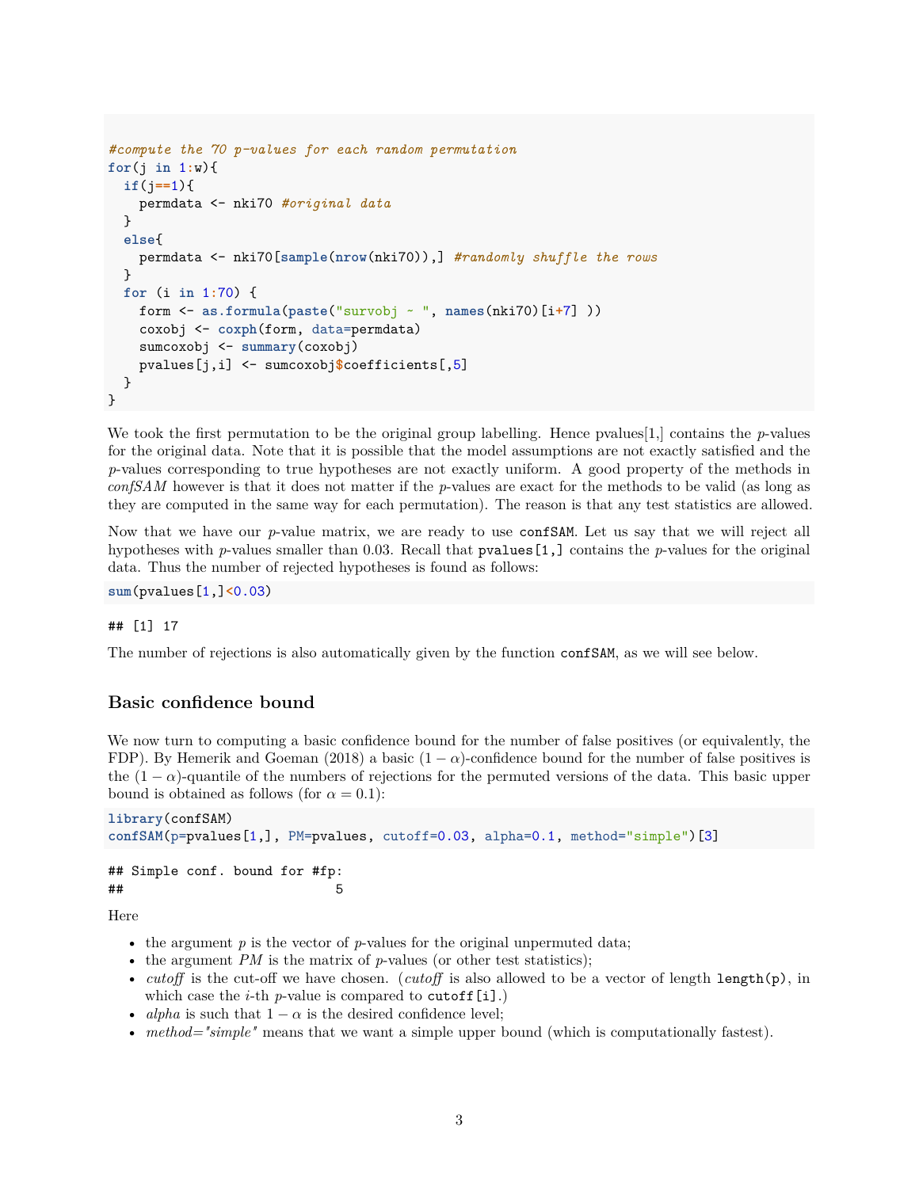```
#compute the 70 p-values for each random permutation
for(j in 1:w){
  if(j==1){
    permdata <- nki70 #original data
  }
  else{
    permdata <- nki70[sample(nrow(nki70)),] #randomly shuffle the rows
  }
  for (i in 1:70) {
    form <- as.formula(paste("survobj ~ ", names(nki70)[i+7] ))
    coxobj <- coxph(form, data=permdata)
    sumcoxobj <- summary(coxobj)
    pvalues[j,i] <- sumcoxobj$coefficients[,5]
  }
}
```

We took the first permutation to be the original group labelling. Hence pvalues[1,] contains the $p$-values for the original data. Note that it is possible that the model assumptions are not exactly satisfied and the $p$-values corresponding to true hypotheses are not exactly uniform. A good property of the methods in *confSAM* however is that it does not matter if the $p$-values are exact for the methods to be valid (as long as they are computed in the same way for each permutation). The reason is that any test statistics are allowed.

Now that we have our $p$-value matrix, we are ready to use `confSAM`. Let us say that we will reject all hypotheses with $p$-values smaller than 0.03. Recall that `pvalues[1,]` contains the $p$-values for the original data. Thus the number of rejected hypotheses is found as follows:

```
sum(pvalues[1,]<0.03)
```

```
## [1] 17
```

The number of rejections is also automatically given by the function `confSAM`, as we will see below.

## Basic confidence bound

We now turn to computing a basic confidence bound for the number of false positives (or equivalently, the FDP). By Hemerik and Goeman (2018) a basic $(1-\alpha)$-confidence bound for the number of false positives is the $(1-\alpha)$-quantile of the numbers of rejections for the permuted versions of the data. This basic upper bound is obtained as follows (for $\alpha = 0.1$):

```
library(confSAM)
confSAM(p=pvalues[1,], PM=pvalues, cutoff=0.03, alpha=0.1, method="simple")[3]
```

```
## Simple conf. bound for #fp:
##                           5
```

Here

- the argument $p$ is the vector of $p$-values for the original unpermuted data;
- the argument $PM$ is the matrix of $p$-values (or other test statistics);
- *cutoff* is the cut-off we have chosen. (*cutoff* is also allowed to be a vector of length `length(p)`, in which case the $i$-th $p$-value is compared to `cutoff[i]`.)
- *alpha* is such that $1-\alpha$ is the desired confidence level;
- *method="simple"* means that we want a simple upper bound (which is computationally fastest).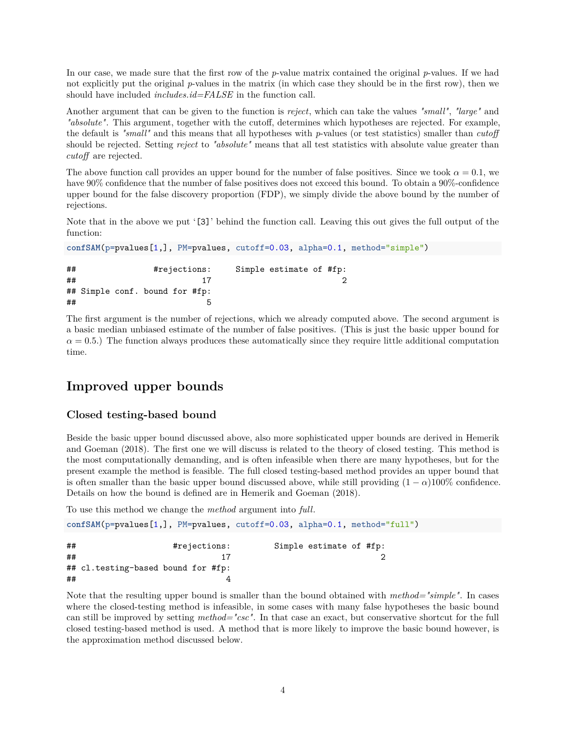In our case, we made sure that the first row of the $p$-value matrix contained the original $p$-values. If we had not explicitly put the original $p$-values in the matrix (in which case they should be in the first row), then we should have included *includes.id=FALSE* in the function call.

Another argument that can be given to the function is *reject*, which can take the values *"small"*, *"large"* and *"absolute"*. This argument, together with the cutoff, determines which hypotheses are rejected. For example, the default is *"small"* and this means that all hypotheses with $p$-values (or test statistics) smaller than *cutoff* should be rejected. Setting *reject* to *"absolute"* means that all test statistics with absolute value greater than *cutoff* are rejected.

The above function call provides an upper bound for the number of false positives. Since we took $\alpha = 0.1$, we have 90% confidence that the number of false positives does not exceed this bound. To obtain a 90%-confidence upper bound for the false discovery proportion (FDP), we simply divide the above bound by the number of rejections.

Note that in the above we put '[3]' behind the function call. Leaving this out gives the full output of the function:

```
confSAM(p=pvalues[1,], PM=pvalues, cutoff=0.03, alpha=0.1, method="simple")
```

```
##               #rejections:     Simple estimate of #fp: 
##                         17                           2 
## Simple conf. bound for #fp: 
##                          5
```

The first argument is the number of rejections, which we already computed above. The second argument is a basic median unbiased estimate of the number of false positives. (This is just the basic upper bound for $\alpha = 0.5$.) The function always produces these automatically since they require little additional computation time.

## Improved upper bounds

### Closed testing-based bound

Beside the basic upper bound discussed above, also more sophisticated upper bounds are derived in Hemerik and Goeman (2018). The first one we will discuss is related to the theory of closed testing. This method is the most computationally demanding, and is often infeasible when there are many hypotheses, but for the present example the method is feasible. The full closed testing-based method provides an upper bound that is often smaller than the basic upper bound discussed above, while still providing $(1 - \alpha)100\%$ confidence. Details on how the bound is defined are in Hemerik and Goeman (2018).

To use this method we change the *method* argument into *full*.

```
confSAM(p=pvalues[1,], PM=pvalues, cutoff=0.03, alpha=0.1, method="full")
```

```
##                   #rejections:         Simple estimate of #fp: 
##                             17                               2 
## cl.testing-based bound for #fp: 
##                              4
```

Note that the resulting upper bound is smaller than the bound obtained with *method="simple"*. In cases where the closed-testing method is infeasible, in some cases with many false hypotheses the basic bound can still be improved by setting *method="csc"*. In that case an exact, but conservative shortcut for the full closed testing-based method is used. A method that is more likely to improve the basic bound however, is the approximation method discussed below.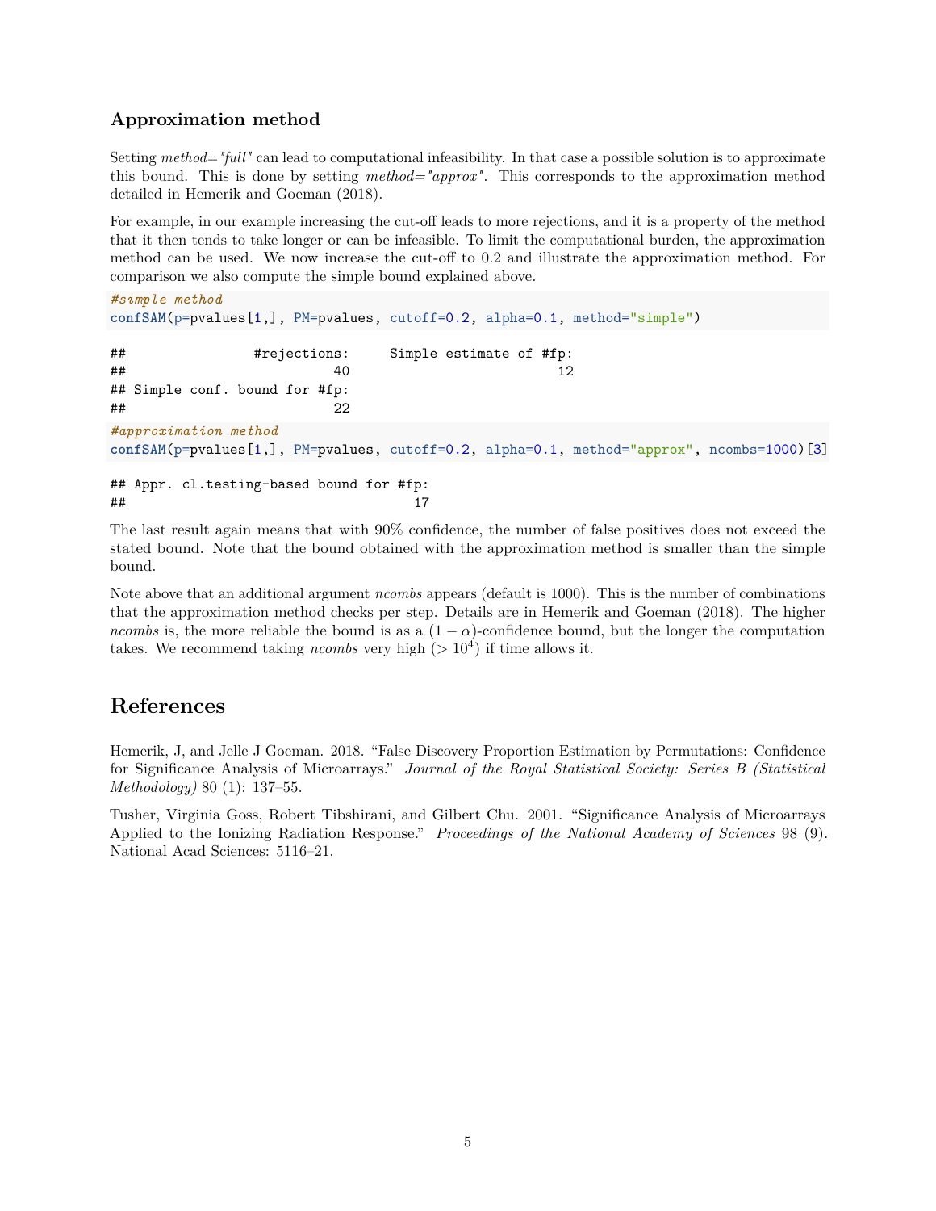### Approximation method

Setting *method="full"* can lead to computational infeasibility. In that case a possible solution is to approximate this bound. This is done by setting *method="approx"*. This corresponds to the approximation method detailed in Hemerik and Goeman (2018).

For example, in our example increasing the cut-off leads to more rejections, and it is a property of the method that it then tends to take longer or can be infeasible. To limit the computational burden, the approximation method can be used. We now increase the cut-off to 0.2 and illustrate the approximation method. For comparison we also compute the simple bound explained above.

```
#simple method
confSAM(p=pvalues[1,], PM=pvalues, cutoff=0.2, alpha=0.1, method="simple")
```

```
##               #rejections:     Simple estimate of #fp:
##                         40                          12
## Simple conf. bound for #fp:
##                         22
```

```
#approximation method
confSAM(p=pvalues[1,], PM=pvalues, cutoff=0.2, alpha=0.1, method="approx", ncombs=1000)[3]
```

```
## Appr. cl.testing-based bound for #fp:
##                                    17
```

The last result again means that with 90% confidence, the number of false positives does not exceed the stated bound. Note that the bound obtained with the approximation method is smaller than the simple bound.

Note above that an additional argument *ncombs* appears (default is 1000). This is the number of combinations that the approximation method checks per step. Details are in Hemerik and Goeman (2018). The higher *ncombs* is, the more reliable the bound is as a $(1-\alpha)$-confidence bound, but the longer the computation takes. We recommend taking *ncombs* very high ($> 10^4$) if time allows it.

## References

Hemerik, J, and Jelle J Goeman. 2018. "False Discovery Proportion Estimation by Permutations: Confidence for Significance Analysis of Microarrays." *Journal of the Royal Statistical Society: Series B (Statistical Methodology)* 80 (1): 137–55.

Tusher, Virginia Goss, Robert Tibshirani, and Gilbert Chu. 2001. "Significance Analysis of Microarrays Applied to the Ionizing Radiation Response." *Proceedings of the National Academy of Sciences* 98 (9). National Acad Sciences: 5116–21.